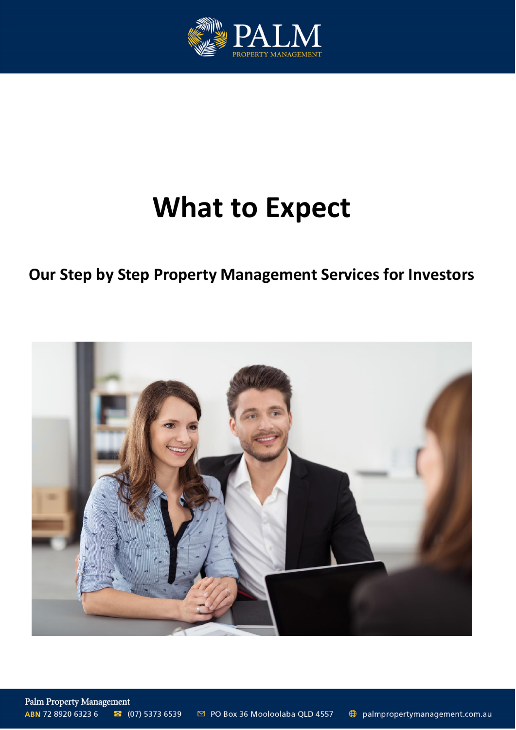# What to Expect

## Our Step by Step Property Management Services for Investors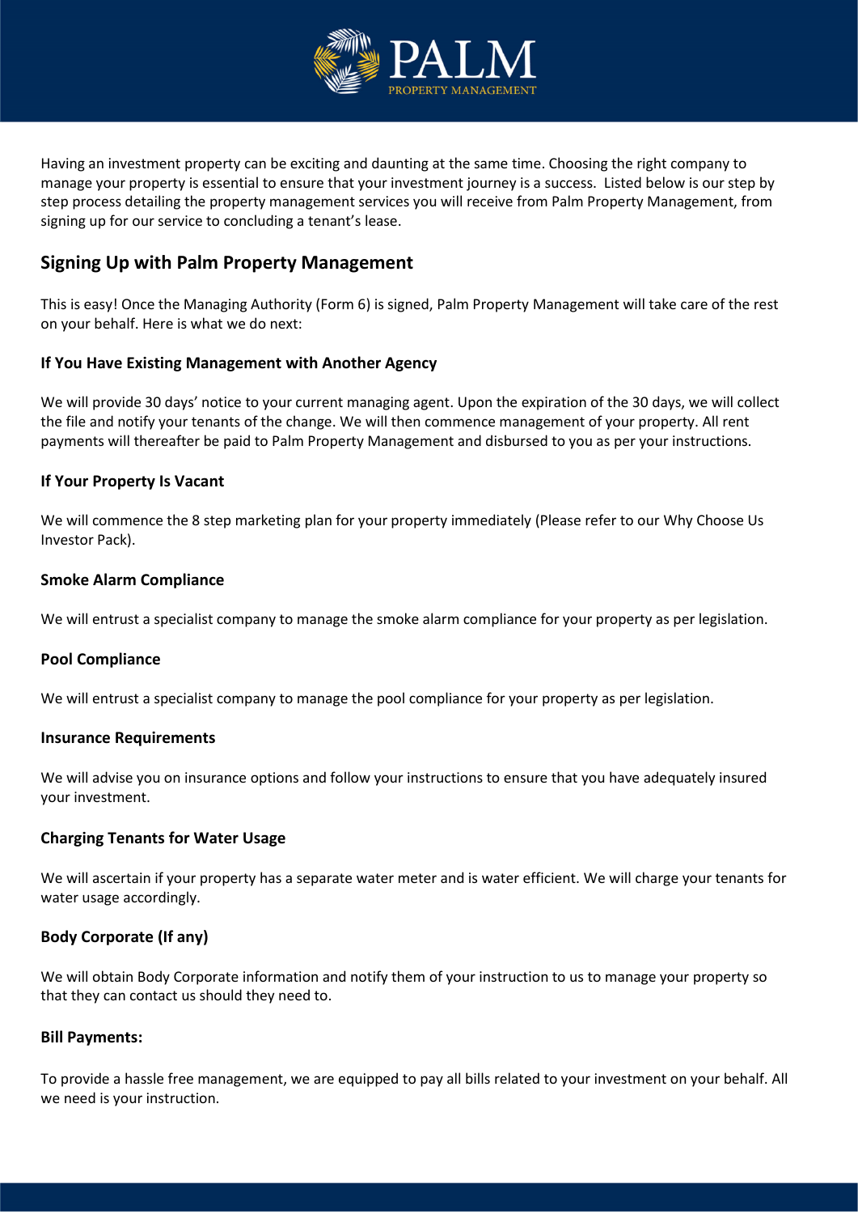Having an investment property can be exciting and daunting at the same time. Choosing the right company to manage your property is essential to ensure that your investment journey is a success.  Listed below is our step by step process detailing the property management services you will receive from Palm Property Management, from signing up for our service to concluding a tenant's lease.

## Signing Up with Palm Property Management

This is easy! Once the Managing Authority (Form 6) is signed, Palm Property Management will take care of the rest on your behalf. Here is what we do next:

### If You Have Existing Management with Another Agency

We will provide 30 days' notice to your current managing agent. Upon the expiration of the 30 days, we will collect the file and notify your tenants of the change. We will then commence management of your property. All rent payments will thereafter be paid to Palm Property Management and disbursed to you as per your instructions.

### If Your Property Is Vacant

We will commence the 8 step marketing plan for your property immediately (Please refer to our Why Choose Us Investor Pack).

### Smoke Alarm Compliance

We will entrust a specialist company to manage the smoke alarm compliance for your property as per legislation.

### Pool Compliance

We will entrust a specialist company to manage the pool compliance for your property as per legislation.

### Insurance Requirements

We will advise you on insurance options and follow your instructions to ensure that you have adequately insured your investment.

### Charging Tenants for Water Usage

We will ascertain if your property has a separate water meter and is water efficient. We will charge your tenants for water usage accordingly.

### Body Corporate (If any)

We will obtain Body Corporate information and notify them of your instruction to us to manage your property so that they can contact us should they need to.

### Bill Payments:

To provide a hassle free management, we are equipped to pay all bills related to your investment on your behalf. All we need is your instruction.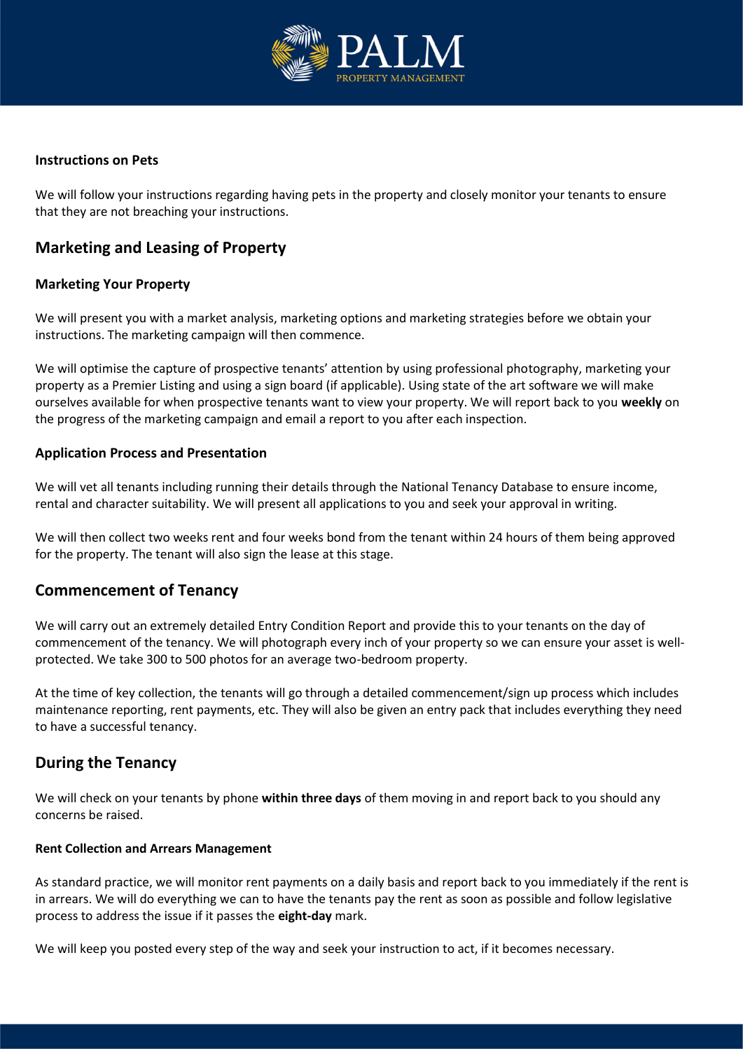#### Instructions on Pets

We will follow your instructions regarding having pets in the property and closely monitor your tenants to ensure that they are not breaching your instructions.

## Marketing and Leasing of Property

### Marketing Your Property

We will present you with a market analysis, marketing options and marketing strategies before we obtain your instructions. The marketing campaign will then commence.

We will optimise the capture of prospective tenants' attention by using professional photography, marketing your property as a Premier Listing and using a sign board (if applicable). Using state of the art software we will make ourselves available for when prospective tenants want to view your property. We will report back to you **weekly** on the progress of the marketing campaign and email a report to you after each inspection.

### Application Process and Presentation

We will vet all tenants including running their details through the National Tenancy Database to ensure income, rental and character suitability. We will present all applications to you and seek your approval in writing.

We will then collect two weeks rent and four weeks bond from the tenant within 24 hours of them being approved for the property. The tenant will also sign the lease at this stage.

## Commencement of Tenancy

We will carry out an extremely detailed Entry Condition Report and provide this to your tenants on the day of commencement of the tenancy. We will photograph every inch of your property so we can ensure your asset is well-protected. We take 300 to 500 photos for an average two-bedroom property.

At the time of key collection, the tenants will go through a detailed commencement/sign up process which includes maintenance reporting, rent payments, etc. They will also be given an entry pack that includes everything they need to have a successful tenancy.

## During the Tenancy

We will check on your tenants by phone **within three days** of them moving in and report back to you should any concerns be raised.

#### Rent Collection and Arrears Management

As standard practice, we will monitor rent payments on a daily basis and report back to you immediately if the rent is in arrears. We will do everything we can to have the tenants pay the rent as soon as possible and follow legislative process to address the issue if it passes the **eight-day** mark.

We will keep you posted every step of the way and seek your instruction to act, if it becomes necessary.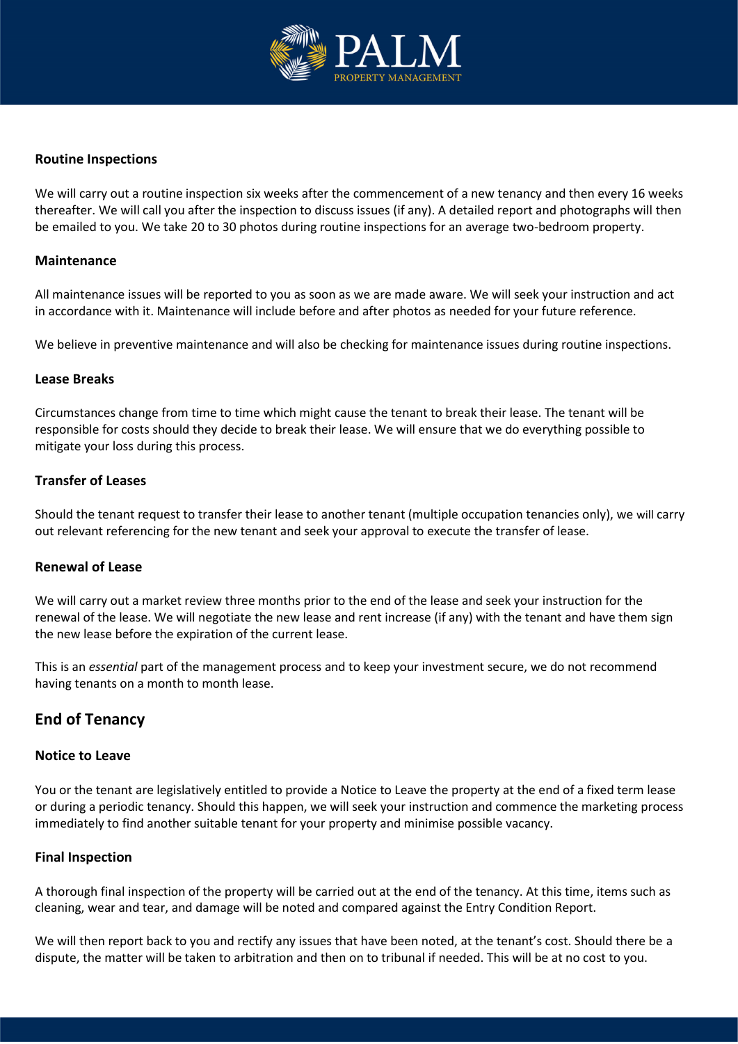### Routine Inspections

We will carry out a routine inspection six weeks after the commencement of a new tenancy and then every 16 weeks thereafter. We will call you after the inspection to discuss issues (if any). A detailed report and photographs will then be emailed to you. We take 20 to 30 photos during routine inspections for an average two-bedroom property.

### Maintenance

All maintenance issues will be reported to you as soon as we are made aware. We will seek your instruction and act in accordance with it. Maintenance will include before and after photos as needed for your future reference.

We believe in preventive maintenance and will also be checking for maintenance issues during routine inspections.

### Lease Breaks

Circumstances change from time to time which might cause the tenant to break their lease. The tenant will be responsible for costs should they decide to break their lease. We will ensure that we do everything possible to mitigate your loss during this process.

### Transfer of Leases

Should the tenant request to transfer their lease to another tenant (multiple occupation tenancies only), we will carry out relevant referencing for the new tenant and seek your approval to execute the transfer of lease.

### Renewal of Lease

We will carry out a market review three months prior to the end of the lease and seek your instruction for the renewal of the lease. We will negotiate the new lease and rent increase (if any) with the tenant and have them sign the new lease before the expiration of the current lease.

This is an *essential* part of the management process and to keep your investment secure, we do not recommend having tenants on a month to month lease.

## End of Tenancy

### Notice to Leave

You or the tenant are legislatively entitled to provide a Notice to Leave the property at the end of a fixed term lease or during a periodic tenancy. Should this happen, we will seek your instruction and commence the marketing process immediately to find another suitable tenant for your property and minimise possible vacancy.

### Final Inspection

A thorough final inspection of the property will be carried out at the end of the tenancy. At this time, items such as cleaning, wear and tear, and damage will be noted and compared against the Entry Condition Report.

We will then report back to you and rectify any issues that have been noted, at the tenant's cost. Should there be a dispute, the matter will be taken to arbitration and then on to tribunal if needed. This will be at no cost to you.